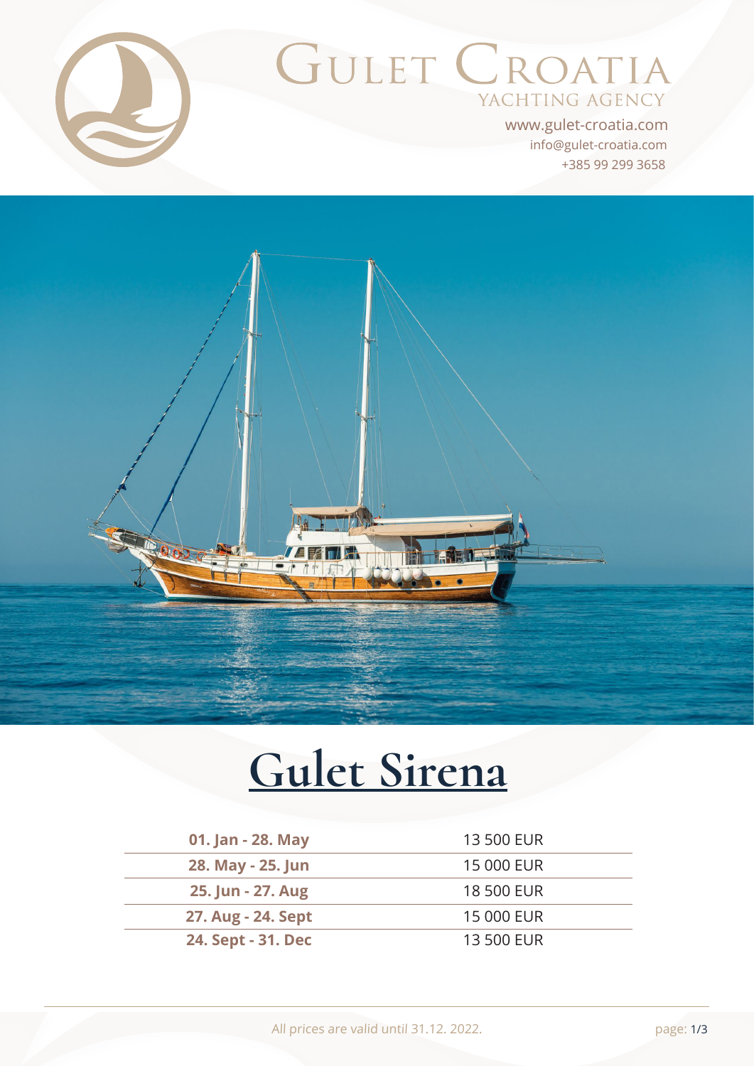# Gulet Croatia

YACHTING AGENCY

www.gulet-croatia.com
info@gulet-croatia.com
+385 99 299 3658

# Gulet Sirena

| Period | Price |
| --- | --- |
| **01. Jan - 28. May** | 13 500 EUR |
| **28. May - 25. Jun** | 15 000 EUR |
| **25. Jun - 27. Aug** | 18 500 EUR |
| **27. Aug - 24. Sept** | 15 000 EUR |
| **24. Sept - 31. Dec** | 13 500 EUR |

All prices are valid until 31.12. 2022.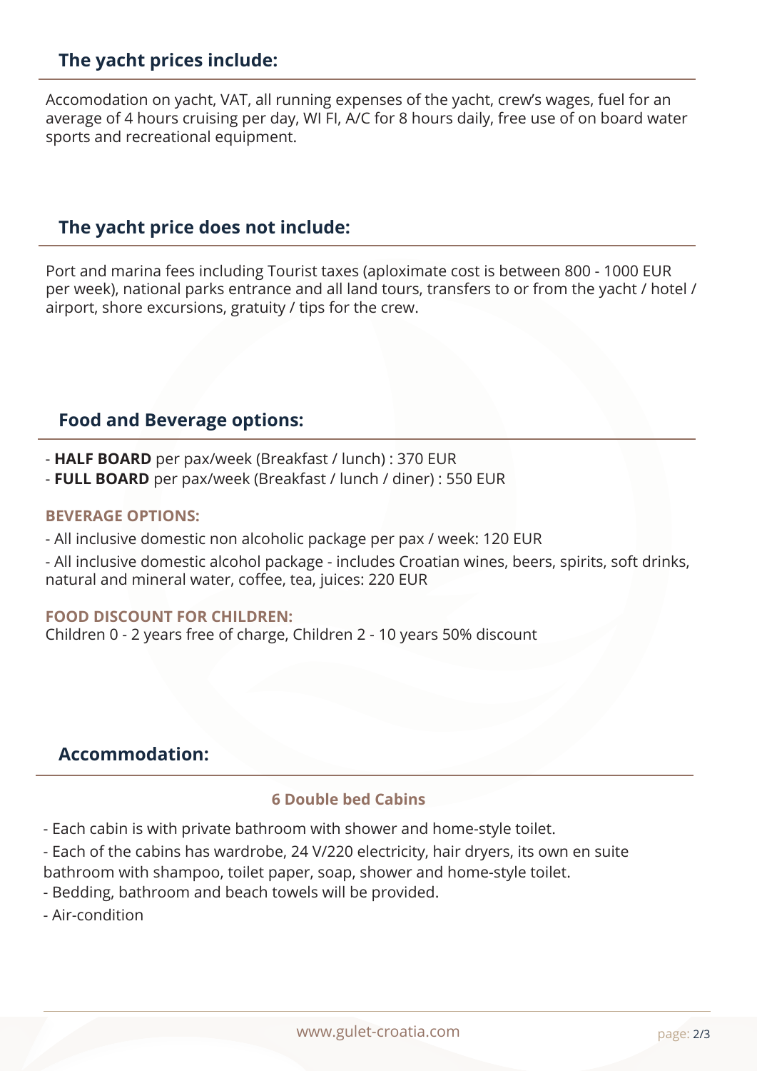## The yacht prices include:

Accomodation on yacht, VAT, all running expenses of the yacht, crew's wages, fuel for an average of 4 hours cruising per day, WI FI, A/C for 8 hours daily, free use of on board water sports and recreational equipment.

## The yacht price does not include:

Port and marina fees including Tourist taxes (aploximate cost is between 800 - 1000 EUR per week), national parks entrance and all land tours, transfers to or from the yacht / hotel / airport, shore excursions, gratuity / tips for the crew.

## Food and Beverage options:

- **HALF BOARD** per pax/week (Breakfast / lunch) : 370 EUR
- **FULL BOARD** per pax/week (Breakfast / lunch / diner) : 550 EUR

### BEVERAGE OPTIONS:

- All inclusive domestic non alcoholic package per pax / week: 120 EUR
- All inclusive domestic alcohol package - includes Croatian wines, beers, spirits, soft drinks, natural and mineral water, coffee, tea, juices: 220 EUR

### FOOD DISCOUNT FOR CHILDREN:

Children 0 - 2 years free of charge, Children 2 - 10 years 50% discount

## Accommodation:

### 6 Double bed Cabins

- Each cabin is with private bathroom with shower and home-style toilet.
- Each of the cabins has wardrobe, 24 V/220 electricity, hair dryers, its own en suite bathroom with shampoo, toilet paper, soap, shower and home-style toilet.
- Bedding, bathroom and beach towels will be provided.
- Air-condition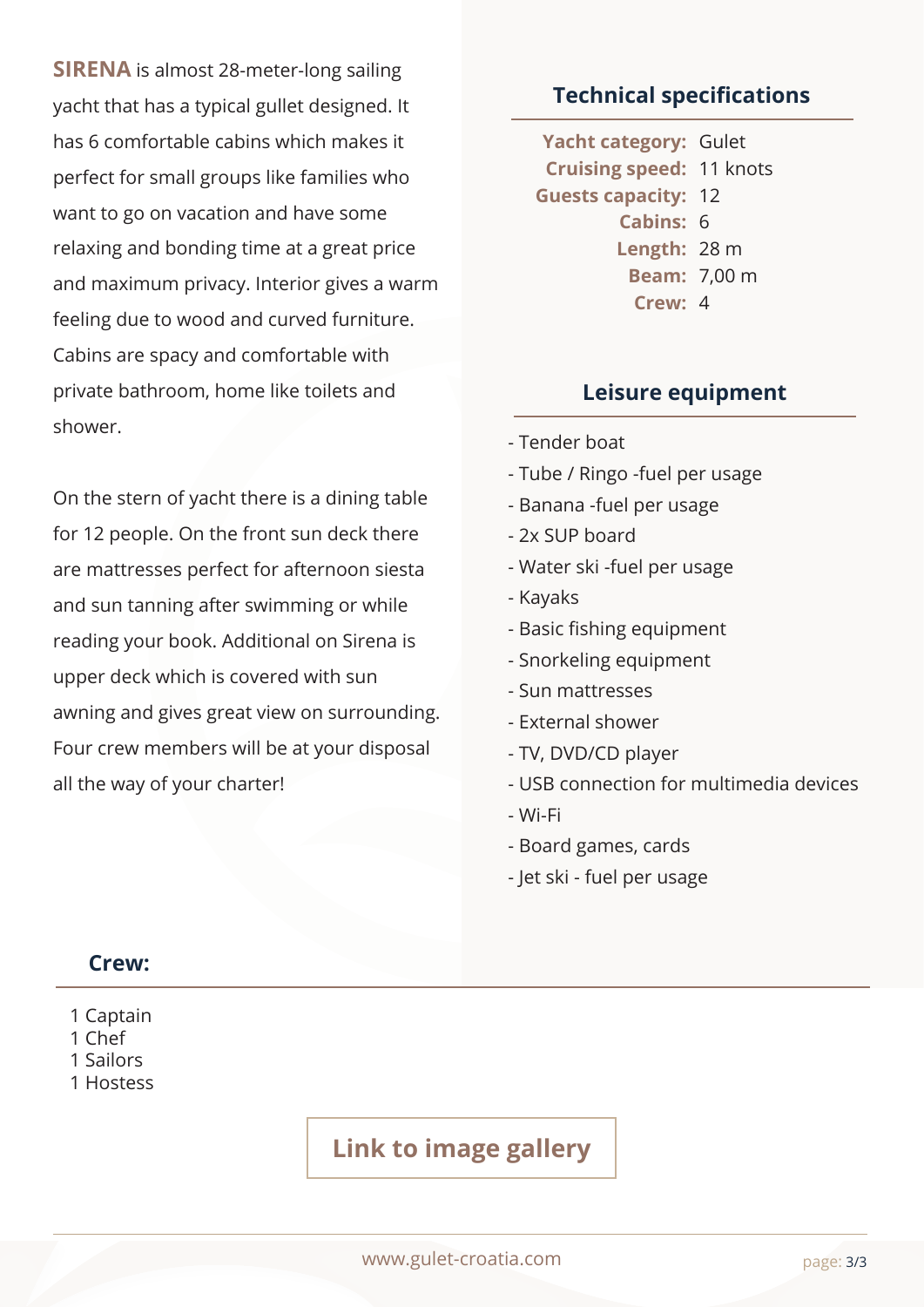**SIRENA** is almost 28-meter-long sailing yacht that has a typical gullet designed. It has 6 comfortable cabins which makes it perfect for small groups like families who want to go on vacation and have some relaxing and bonding time at a great price and maximum privacy. Interior gives a warm feeling due to wood and curved furniture. Cabins are spacy and comfortable with private bathroom, home like toilets and shower.

On the stern of yacht there is a dining table for 12 people. On the front sun deck there are mattresses perfect for afternoon siesta and sun tanning after swimming or while reading your book. Additional on Sirena is upper deck which is covered with sun awning and gives great view on surrounding. Four crew members will be at your disposal all the way of your charter!

## Technical specifications

| | |
|---|---|
| **Yacht category:** | Gulet |
| **Cruising speed:** | 11 knots |
| **Guests capacity:** | 12 |
| **Cabins:** | 6 |
| **Length:** | 28 m |
| **Beam:** | 7,00 m |
| **Crew:** | 4 |

## Leisure equipment

- Tender boat
- Tube / Ringo -fuel per usage
- Banana -fuel per usage
- 2x SUP board
- Water ski -fuel per usage
- Kayaks
- Basic fishing equipment
- Snorkeling equipment
- Sun mattresses
- External shower
- TV, DVD/CD player
- USB connection for multimedia devices
- Wi-Fi
- Board games, cards
- Jet ski - fuel per usage

## Crew:

1 Captain
1 Chef
1 Sailors
1 Hostess

**Link to image gallery**

www.gulet-croatia.com